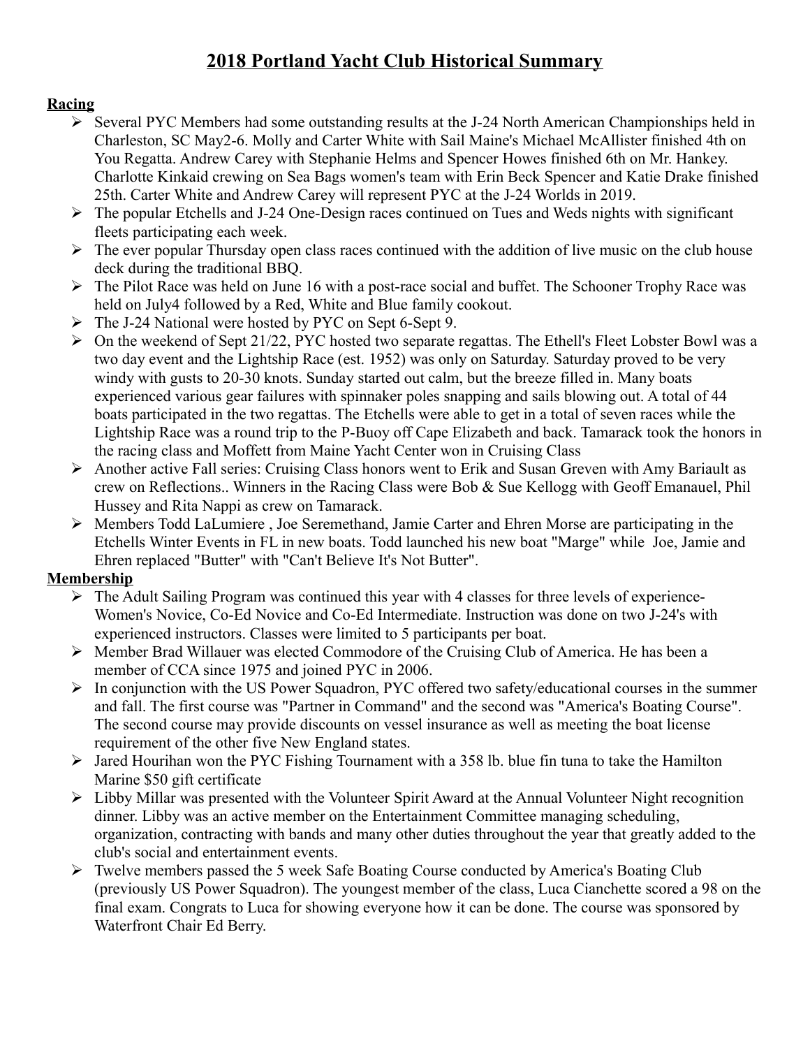# 2018 Portland Yacht Club Historical Summary

**Racing**

- Several PYC Members had some outstanding results at the J-24 North American Championships held in Charleston, SC May2-6. Molly and Carter White with Sail Maine's Michael McAllister finished 4th on You Regatta. Andrew Carey with Stephanie Helms and Spencer Howes finished 6th on Mr. Hankey. Charlotte Kinkaid crewing on Sea Bags women's team with Erin Beck Spencer and Katie Drake finished 25th. Carter White and Andrew Carey will represent PYC at the J-24 Worlds in 2019.
- The popular Etchells and J-24 One-Design races continued on Tues and Weds nights with significant fleets participating each week.
- The ever popular Thursday open class races continued with the addition of live music on the club house deck during the traditional BBQ.
- The Pilot Race was held on June 16 with a post-race social and buffet. The Schooner Trophy Race was held on July4 followed by a Red, White and Blue family cookout.
- The J-24 National were hosted by PYC on Sept 6-Sept 9.
- On the weekend of Sept 21/22, PYC hosted two separate regattas. The Ethell's Fleet Lobster Bowl was a two day event and the Lightship Race (est. 1952) was only on Saturday. Saturday proved to be very windy with gusts to 20-30 knots. Sunday started out calm, but the breeze filled in. Many boats experienced various gear failures with spinnaker poles snapping and sails blowing out. A total of 44 boats participated in the two regattas. The Etchells were able to get in a total of seven races while the Lightship Race was a round trip to the P-Buoy off Cape Elizabeth and back. Tamarack took the honors in the racing class and Moffett from Maine Yacht Center won in Cruising Class
- Another active Fall series: Cruising Class honors went to Erik and Susan Greven with Amy Bariault as crew on Reflections.. Winners in the Racing Class were Bob & Sue Kellogg with Geoff Emanauel, Phil Hussey and Rita Nappi as crew on Tamarack.
- Members Todd LaLumiere , Joe Seremethand, Jamie Carter and Ehren Morse are participating in the Etchells Winter Events in FL in new boats. Todd launched his new boat "Marge" while Joe, Jamie and Ehren replaced "Butter" with "Can't Believe It's Not Butter".

**Membership**

- The Adult Sailing Program was continued this year with 4 classes for three levels of experience- Women's Novice, Co-Ed Novice and Co-Ed Intermediate. Instruction was done on two J-24's with experienced instructors. Classes were limited to 5 participants per boat.
- Member Brad Willauer was elected Commodore of the Cruising Club of America. He has been a member of CCA since 1975 and joined PYC in 2006.
- In conjunction with the US Power Squadron, PYC offered two safety/educational courses in the summer and fall. The first course was "Partner in Command" and the second was "America's Boating Course". The second course may provide discounts on vessel insurance as well as meeting the boat license requirement of the other five New England states.
- Jared Hourihan won the PYC Fishing Tournament with a 358 lb. blue fin tuna to take the Hamilton Marine $50 gift certificate
- Libby Millar was presented with the Volunteer Spirit Award at the Annual Volunteer Night recognition dinner. Libby was an active member on the Entertainment Committee managing scheduling, organization, contracting with bands and many other duties throughout the year that greatly added to the club's social and entertainment events.
- Twelve members passed the 5 week Safe Boating Course conducted by America's Boating Club (previously US Power Squadron). The youngest member of the class, Luca Cianchette scored a 98 on the final exam. Congrats to Luca for showing everyone how it can be done. The course was sponsored by Waterfront Chair Ed Berry.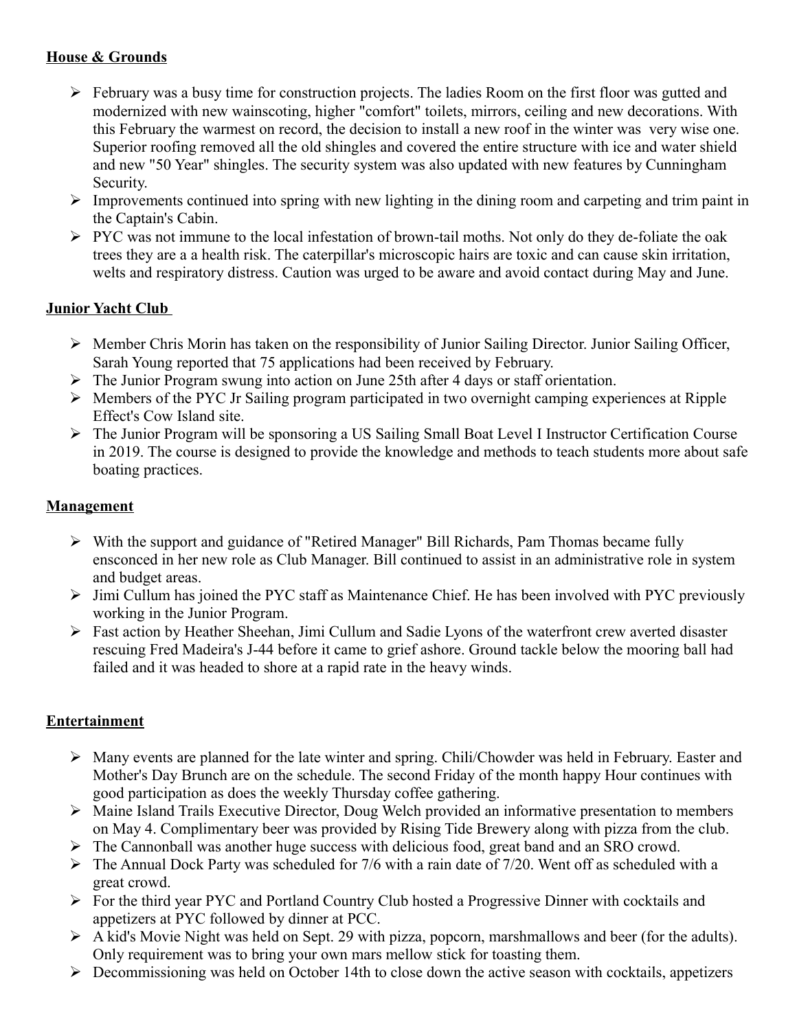**House & Grounds**

- February was a busy time for construction projects. The ladies Room on the first floor was gutted and modernized with new wainscoting, higher "comfort" toilets, mirrors, ceiling and new decorations. With this February the warmest on record, the decision to install a new roof in the winter was very wise one. Superior roofing removed all the old shingles and covered the entire structure with ice and water shield and new "50 Year" shingles. The security system was also updated with new features by Cunningham Security.
- Improvements continued into spring with new lighting in the dining room and carpeting and trim paint in the Captain's Cabin.
- PYC was not immune to the local infestation of brown-tail moths. Not only do they de-foliate the oak trees they are a a health risk. The caterpillar's microscopic hairs are toxic and can cause skin irritation, welts and respiratory distress. Caution was urged to be aware and avoid contact during May and June.

**Junior Yacht Club**

- Member Chris Morin has taken on the responsibility of Junior Sailing Director. Junior Sailing Officer, Sarah Young reported that 75 applications had been received by February.
- The Junior Program swung into action on June 25th after 4 days or staff orientation.
- Members of the PYC Jr Sailing program participated in two overnight camping experiences at Ripple Effect's Cow Island site.
- The Junior Program will be sponsoring a US Sailing Small Boat Level I Instructor Certification Course in 2019. The course is designed to provide the knowledge and methods to teach students more about safe boating practices.

**Management**

- With the support and guidance of "Retired Manager" Bill Richards, Pam Thomas became fully ensconced in her new role as Club Manager. Bill continued to assist in an administrative role in system and budget areas.
- Jimi Cullum has joined the PYC staff as Maintenance Chief. He has been involved with PYC previously working in the Junior Program.
- Fast action by Heather Sheehan, Jimi Cullum and Sadie Lyons of the waterfront crew averted disaster rescuing Fred Madeira's J-44 before it came to grief ashore. Ground tackle below the mooring ball had failed and it was headed to shore at a rapid rate in the heavy winds.

**Entertainment**

- Many events are planned for the late winter and spring. Chili/Chowder was held in February. Easter and Mother's Day Brunch are on the schedule. The second Friday of the month happy Hour continues with good participation as does the weekly Thursday coffee gathering.
- Maine Island Trails Executive Director, Doug Welch provided an informative presentation to members on May 4. Complimentary beer was provided by Rising Tide Brewery along with pizza from the club.
- The Cannonball was another huge success with delicious food, great band and an SRO crowd.
- The Annual Dock Party was scheduled for 7/6 with a rain date of 7/20. Went off as scheduled with a great crowd.
- For the third year PYC and Portland Country Club hosted a Progressive Dinner with cocktails and appetizers at PYC followed by dinner at PCC.
- A kid's Movie Night was held on Sept. 29 with pizza, popcorn, marshmallows and beer (for the adults). Only requirement was to bring your own mars mellow stick for toasting them.
- Decommissioning was held on October 14th to close down the active season with cocktails, appetizers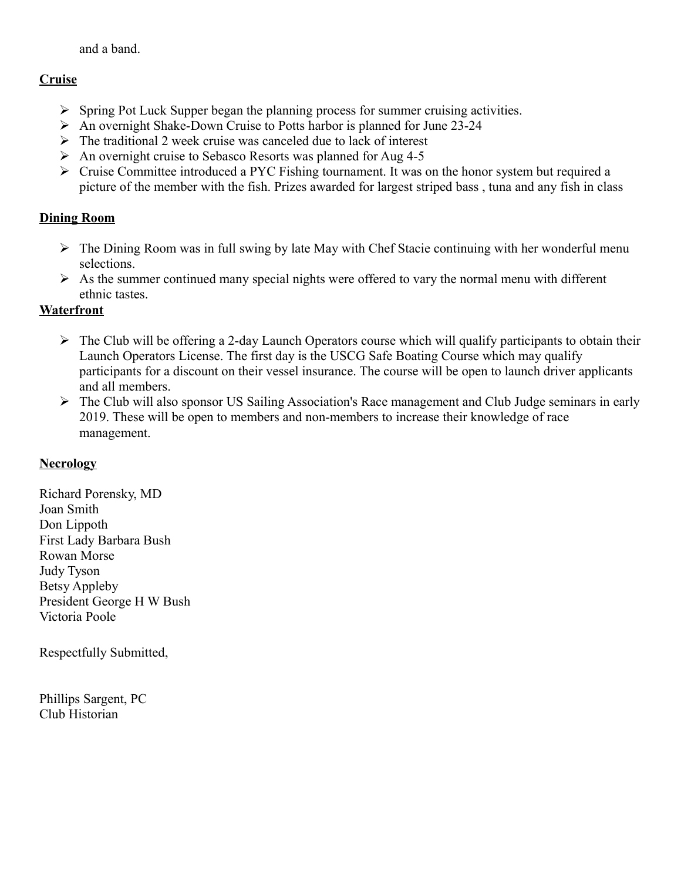and a band.

**Cruise**

- Spring Pot Luck Supper began the planning process for summer cruising activities.
- An overnight Shake-Down Cruise to Potts harbor is planned for June 23-24
- The traditional 2 week cruise was canceled due to lack of interest
- An overnight cruise to Sebasco Resorts was planned for Aug 4-5
- Cruise Committee introduced a PYC Fishing tournament. It was on the honor system but required a picture of the member with the fish. Prizes awarded for largest striped bass , tuna and any fish in class

**Dining Room**

- The Dining Room was in full swing by late May with Chef Stacie continuing with her wonderful menu selections.
- As the summer continued many special nights were offered to vary the normal menu with different ethnic tastes.

**Waterfront**

- The Club will be offering a 2-day Launch Operators course which will qualify participants to obtain their Launch Operators License. The first day is the USCG Safe Boating Course which may qualify participants for a discount on their vessel insurance. The course will be open to launch driver applicants and all members.
- The Club will also sponsor US Sailing Association's Race management and Club Judge seminars in early 2019. These will be open to members and non-members to increase their knowledge of race management.

**Necrology**

Richard Porensky, MD
Joan Smith
Don Lippoth
First Lady Barbara Bush
Rowan Morse
Judy Tyson
Betsy Appleby
President George H W Bush
Victoria Poole

Respectfully Submitted,

Phillips Sargent, PC
Club Historian